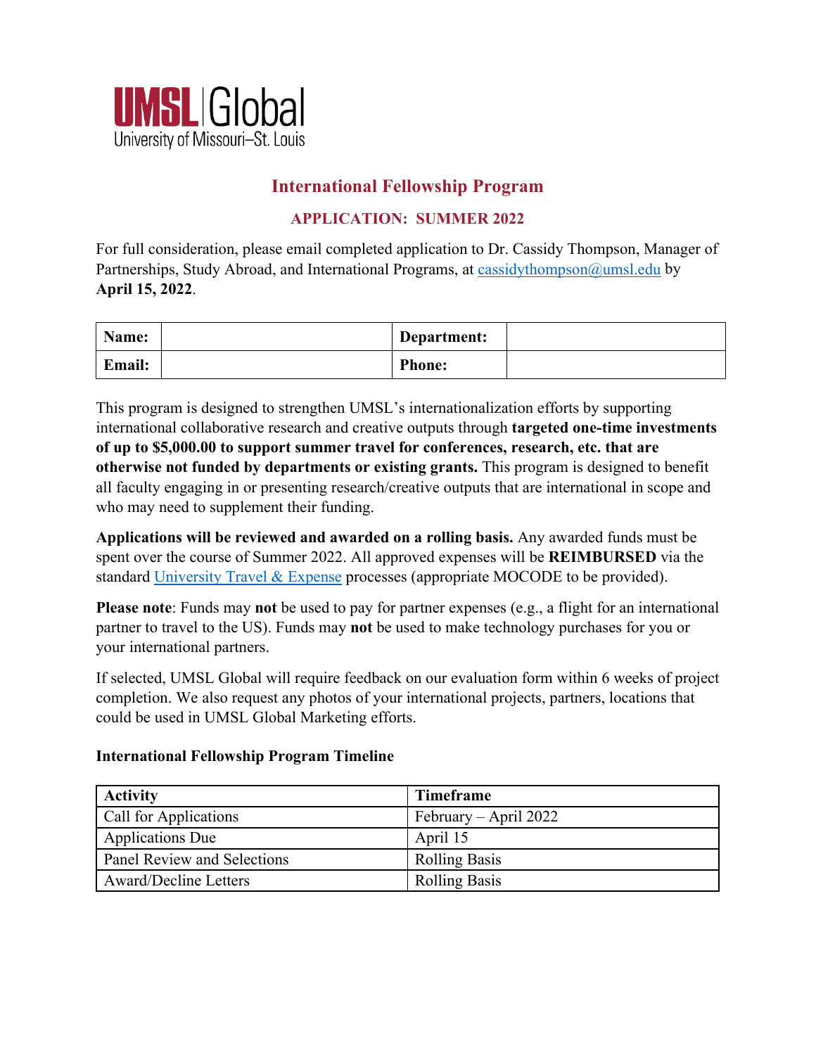UMSL | Global
University of Missouri–St. Louis

# International Fellowship Program

## APPLICATION: SUMMER 2022

For full consideration, please email completed application to Dr. Cassidy Thompson, Manager of Partnerships, Study Abroad, and International Programs, at cassidythompson@umsl.edu by **April 15, 2022**.

| **Name:** | | **Department:** | |
|---|---|---|---|
| **Email:** | | **Phone:** | |

This program is designed to strengthen UMSL's internationalization efforts by supporting international collaborative research and creative outputs through **targeted one-time investments of up to $5,000.00 to support summer travel for conferences, research, etc. that are otherwise not funded by departments or existing grants.** This program is designed to benefit all faculty engaging in or presenting research/creative outputs that are international in scope and who may need to supplement their funding.

**Applications will be reviewed and awarded on a rolling basis.** Any awarded funds must be spent over the course of Summer 2022. All approved expenses will be **REIMBURSED** via the standard University Travel & Expense processes (appropriate MOCODE to be provided).

**Please note**: Funds may **not** be used to pay for partner expenses (e.g., a flight for an international partner to travel to the US). Funds may **not** be used to make technology purchases for you or your international partners.

If selected, UMSL Global will require feedback on our evaluation form within 6 weeks of project completion. We also request any photos of your international projects, partners, locations that could be used in UMSL Global Marketing efforts.

**International Fellowship Program Timeline**

| Activity | Timeframe |
|---|---|
| Call for Applications | February – April 2022 |
| Applications Due | April 15 |
| Panel Review and Selections | Rolling Basis |
| Award/Decline Letters | Rolling Basis |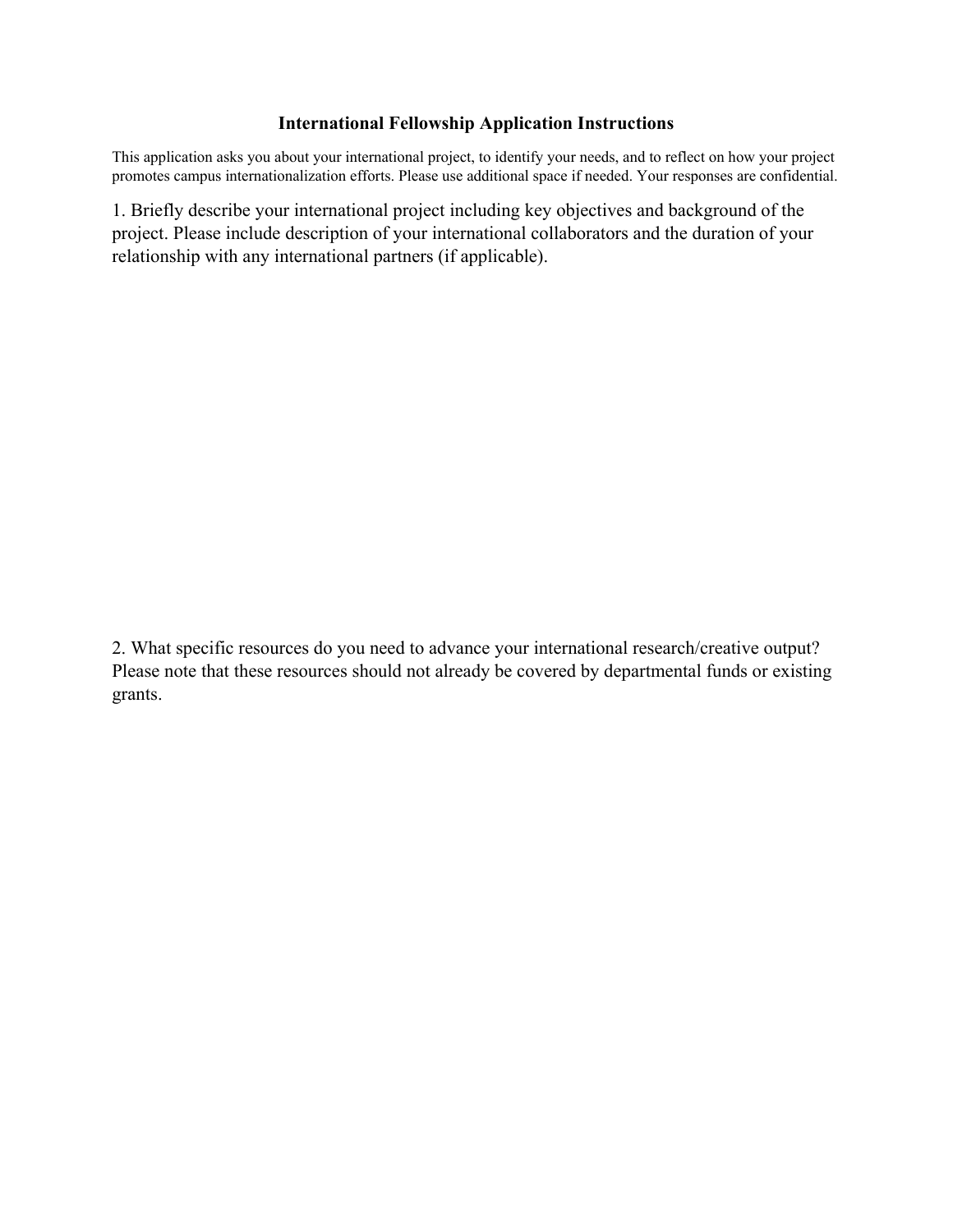## International Fellowship Application Instructions

This application asks you about your international project, to identify your needs, and to reflect on how your project promotes campus internationalization efforts. Please use additional space if needed. Your responses are confidential.

1. Briefly describe your international project including key objectives and background of the project. Please include description of your international collaborators and the duration of your relationship with any international partners (if applicable).

2. What specific resources do you need to advance your international research/creative output? Please note that these resources should not already be covered by departmental funds or existing grants.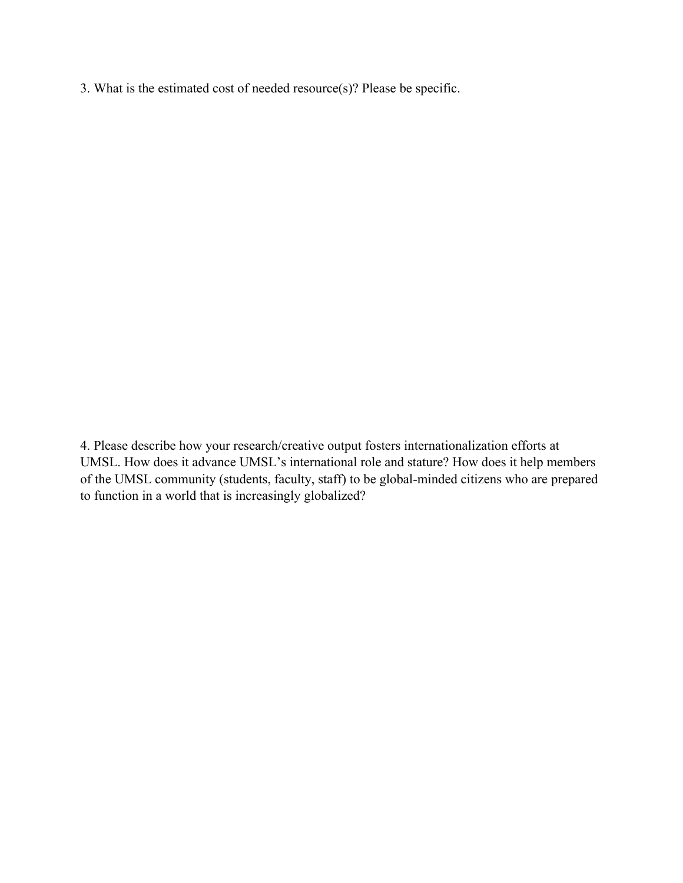3. What is the estimated cost of needed resource(s)? Please be specific.

4. Please describe how your research/creative output fosters internationalization efforts at UMSL. How does it advance UMSL's international role and stature? How does it help members of the UMSL community (students, faculty, staff) to be global-minded citizens who are prepared to function in a world that is increasingly globalized?